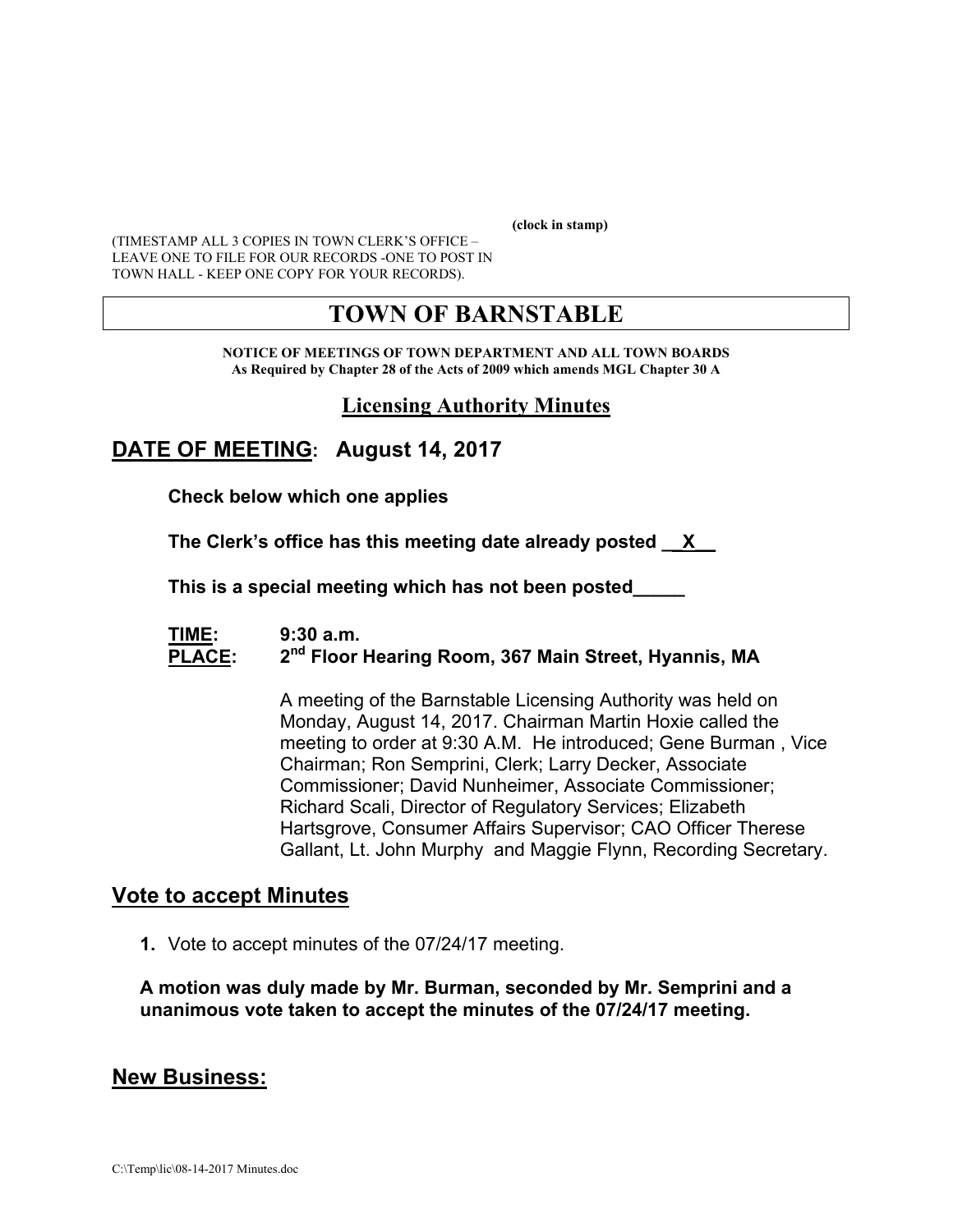**(clock in stamp)**

(TIMESTAMP ALL 3 COPIES IN TOWN CLERK'S OFFICE – LEAVE ONE TO FILE FOR OUR RECORDS -ONE TO POST IN TOWN HALL - KEEP ONE COPY FOR YOUR RECORDS).

# TOWN OF BARNSTABLE

**NOTICE OF MEETINGS OF TOWN DEPARTMENT AND ALL TOWN BOARDS**
**As Required by Chapter 28 of the Acts of 2009 which amends MGL Chapter 30 A**

## Licensing Authority Minutes

## DATE OF MEETING: August 14, 2017

**Check below which one applies**

**The Clerk's office has this meeting date already posted __X__**

**This is a special meeting which has not been posted_____**

**TIME:** **9:30 a.m.**
**PLACE:** **2nd Floor Hearing Room, 367 Main Street, Hyannis, MA**

A meeting of the Barnstable Licensing Authority was held on Monday, August 14, 2017. Chairman Martin Hoxie called the meeting to order at 9:30 A.M. He introduced; Gene Burman , Vice Chairman; Ron Semprini, Clerk; Larry Decker, Associate Commissioner; David Nunheimer, Associate Commissioner; Richard Scali, Director of Regulatory Services; Elizabeth Hartsgrove, Consumer Affairs Supervisor; CAO Officer Therese Gallant, Lt. John Murphy and Maggie Flynn, Recording Secretary.

## Vote to accept Minutes

1. Vote to accept minutes of the 07/24/17 meeting.

**A motion was duly made by Mr. Burman, seconded by Mr. Semprini and a unanimous vote taken to accept the minutes of the 07/24/17 meeting.**

## New Business:

C:\Temp\lic\08-14-2017 Minutes.doc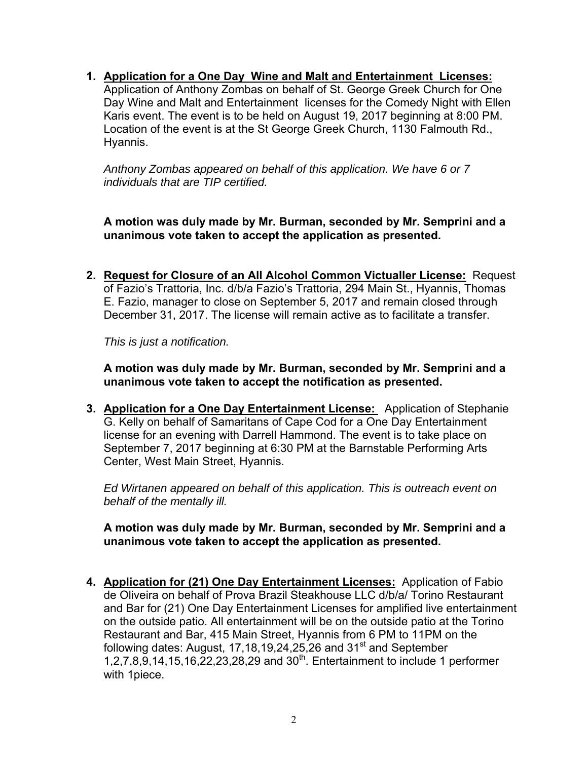1. **<u>Application for a One Day Wine and Malt and Entertainment Licenses:</u>** Application of Anthony Zombas on behalf of St. George Greek Church for One Day Wine and Malt and Entertainment licenses for the Comedy Night with Ellen Karis event. The event is to be held on August 19, 2017 beginning at 8:00 PM. Location of the event is at the St George Greek Church, 1130 Falmouth Rd., Hyannis.

   *Anthony Zombas appeared on behalf of this application. We have 6 or 7 individuals that are TIP certified.*

   **A motion was duly made by Mr. Burman, seconded by Mr. Semprini and a unanimous vote taken to accept the application as presented.**

2. **<u>Request for Closure of an All Alcohol Common Victualler License:</u>** Request of Fazio's Trattoria, Inc. d/b/a Fazio's Trattoria, 294 Main St., Hyannis, Thomas E. Fazio, manager to close on September 5, 2017 and remain closed through December 31, 2017. The license will remain active as to facilitate a transfer.

   *This is just a notification.*

   **A motion was duly made by Mr. Burman, seconded by Mr. Semprini and a unanimous vote taken to accept the notification as presented.**

3. **<u>Application for a One Day Entertainment License:</u>** Application of Stephanie G. Kelly on behalf of Samaritans of Cape Cod for a One Day Entertainment license for an evening with Darrell Hammond. The event is to take place on September 7, 2017 beginning at 6:30 PM at the Barnstable Performing Arts Center, West Main Street, Hyannis.

   *Ed Wirtanen appeared on behalf of this application. This is outreach event on behalf of the mentally ill.*

   **A motion was duly made by Mr. Burman, seconded by Mr. Semprini and a unanimous vote taken to accept the application as presented.**

4. **<u>Application for (21) One Day Entertainment Licenses:</u>** Application of Fabio de Oliveira on behalf of Prova Brazil Steakhouse LLC d/b/a/ Torino Restaurant and Bar for (21) One Day Entertainment Licenses for amplified live entertainment on the outside patio. All entertainment will be on the outside patio at the Torino Restaurant and Bar, 415 Main Street, Hyannis from 6 PM to 11PM on the following dates: August, 17,18,19,24,25,26 and 31st and September 1,2,7,8,9,14,15,16,22,23,28,29 and 30th. Entertainment to include 1 performer with 1piece.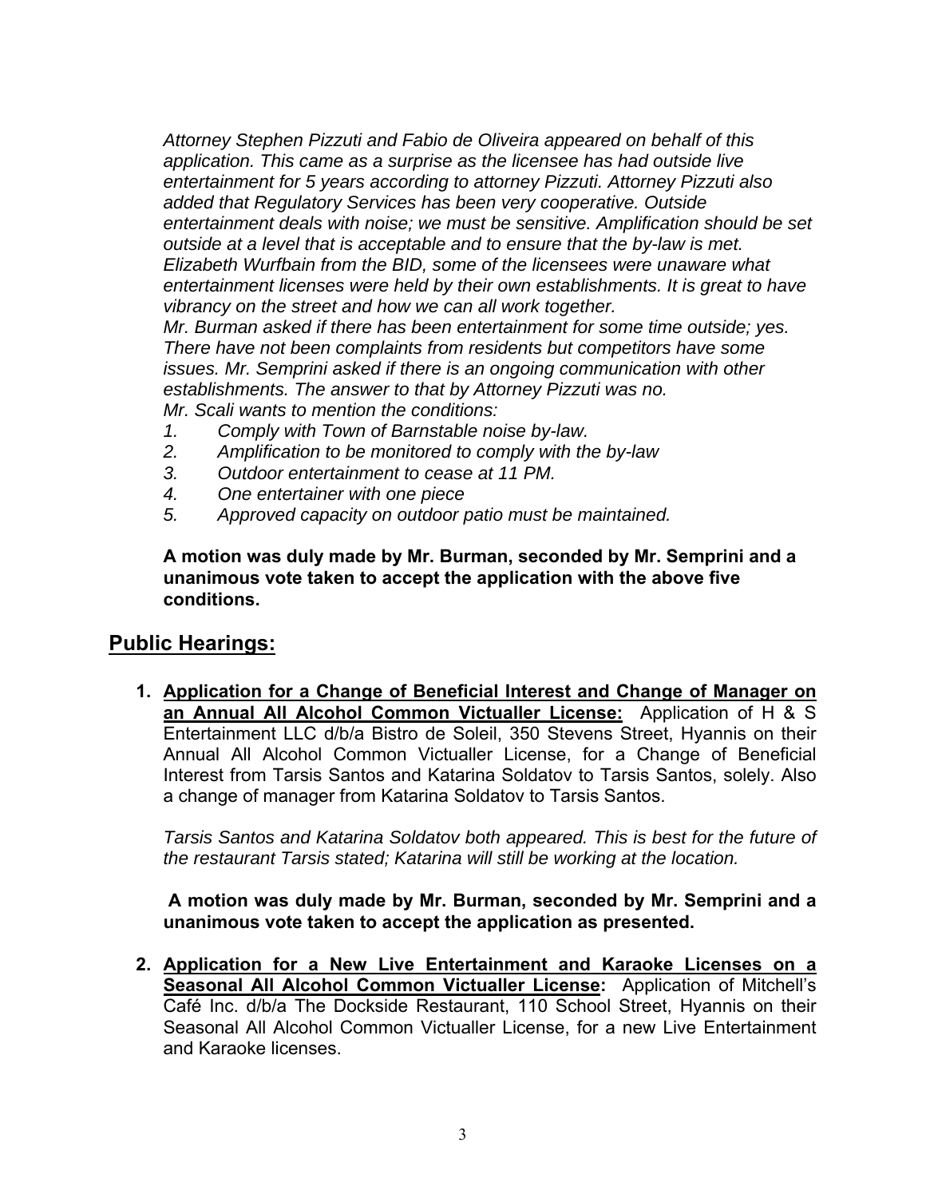*Attorney Stephen Pizzuti and Fabio de Oliveira appeared on behalf of this application. This came as a surprise as the licensee has had outside live entertainment for 5 years according to attorney Pizzuti. Attorney Pizzuti also added that Regulatory Services has been very cooperative. Outside entertainment deals with noise; we must be sensitive. Amplification should be set outside at a level that is acceptable and to ensure that the by-law is met. Elizabeth Wurfbain from the BID, some of the licensees were unaware what entertainment licenses were held by their own establishments. It is great to have vibrancy on the street and how we can all work together.*
*Mr. Burman asked if there has been entertainment for some time outside; yes. There have not been complaints from residents but competitors have some issues. Mr. Semprini asked if there is an ongoing communication with other establishments. The answer to that by Attorney Pizzuti was no.*
*Mr. Scali wants to mention the conditions:*

1. *Comply with Town of Barnstable noise by-law.*
2. *Amplification to be monitored to comply with the by-law*
3. *Outdoor entertainment to cease at 11 PM.*
4. *One entertainer with one piece*
5. *Approved capacity on outdoor patio must be maintained.*

**A motion was duly made by Mr. Burman, seconded by Mr. Semprini and a unanimous vote taken to accept the application with the above five conditions.**

## Public Hearings:

1. **Application for a Change of Beneficial Interest and Change of Manager on an Annual All Alcohol Common Victualler License:** Application of H & S Entertainment LLC d/b/a Bistro de Soleil, 350 Stevens Street, Hyannis on their Annual All Alcohol Common Victualler License, for a Change of Beneficial Interest from Tarsis Santos and Katarina Soldatov to Tarsis Santos, solely. Also a change of manager from Katarina Soldatov to Tarsis Santos.

   *Tarsis Santos and Katarina Soldatov both appeared. This is best for the future of the restaurant Tarsis stated; Katarina will still be working at the location.*

   **A motion was duly made by Mr. Burman, seconded by Mr. Semprini and a unanimous vote taken to accept the application as presented.**

2. **Application for a New Live Entertainment and Karaoke Licenses on a Seasonal All Alcohol Common Victualler License:** Application of Mitchell's Café Inc. d/b/a The Dockside Restaurant, 110 School Street, Hyannis on their Seasonal All Alcohol Common Victualler License, for a new Live Entertainment and Karaoke licenses.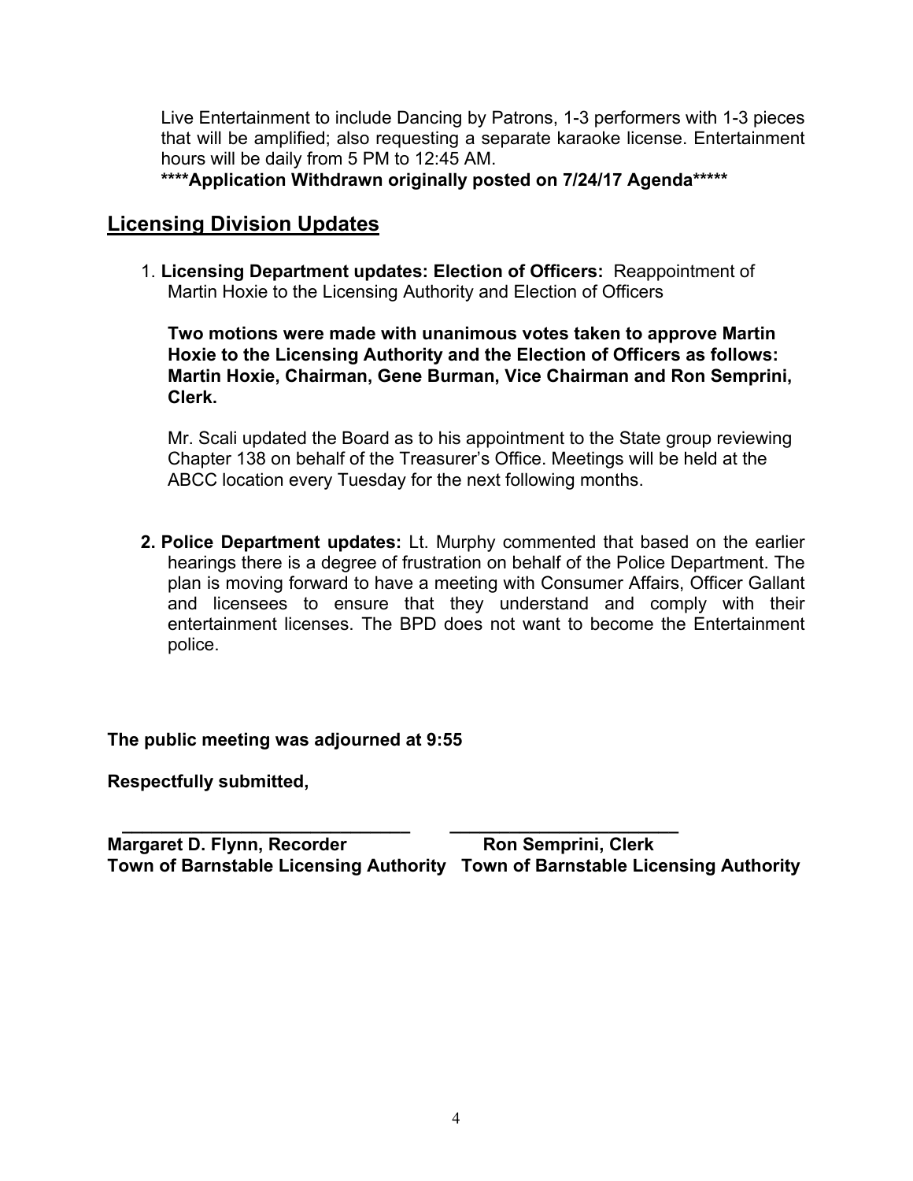Live Entertainment to include Dancing by Patrons, 1-3 performers with 1-3 pieces that will be amplified; also requesting a separate karaoke license. Entertainment hours will be daily from 5 PM to 12:45 AM.
**\*\*\*\*Application Withdrawn originally posted on 7/24/17 Agenda\*\*\*\*\***

## Licensing Division Updates

1. **Licensing Department updates: Election of Officers:** Reappointment of Martin Hoxie to the Licensing Authority and Election of Officers

   **Two motions were made with unanimous votes taken to approve Martin Hoxie to the Licensing Authority and the Election of Officers as follows: Martin Hoxie, Chairman, Gene Burman, Vice Chairman and Ron Semprini, Clerk.**

   Mr. Scali updated the Board as to his appointment to the State group reviewing Chapter 138 on behalf of the Treasurer's Office. Meetings will be held at the ABCC location every Tuesday for the next following months.

2. **Police Department updates:** Lt. Murphy commented that based on the earlier hearings there is a degree of frustration on behalf of the Police Department. The plan is moving forward to have a meeting with Consumer Affairs, Officer Gallant and licensees to ensure that they understand and comply with their entertainment licenses. The BPD does not want to become the Entertainment police.

**The public meeting was adjourned at 9:55**

**Respectfully submitted,**

| | |
|---|---|
| \_\_\_\_\_\_\_\_\_\_\_\_\_\_\_\_\_\_\_\_\_\_\_\_\_\_\_\_\_\_ | \_\_\_\_\_\_\_\_\_\_\_\_\_\_\_\_\_\_\_\_\_\_\_\_\_\_\_\_ |
| **Margaret D. Flynn, Recorder** | **Ron Semprini, Clerk** |
| **Town of Barnstable Licensing Authority** | **Town of Barnstable Licensing Authority** |